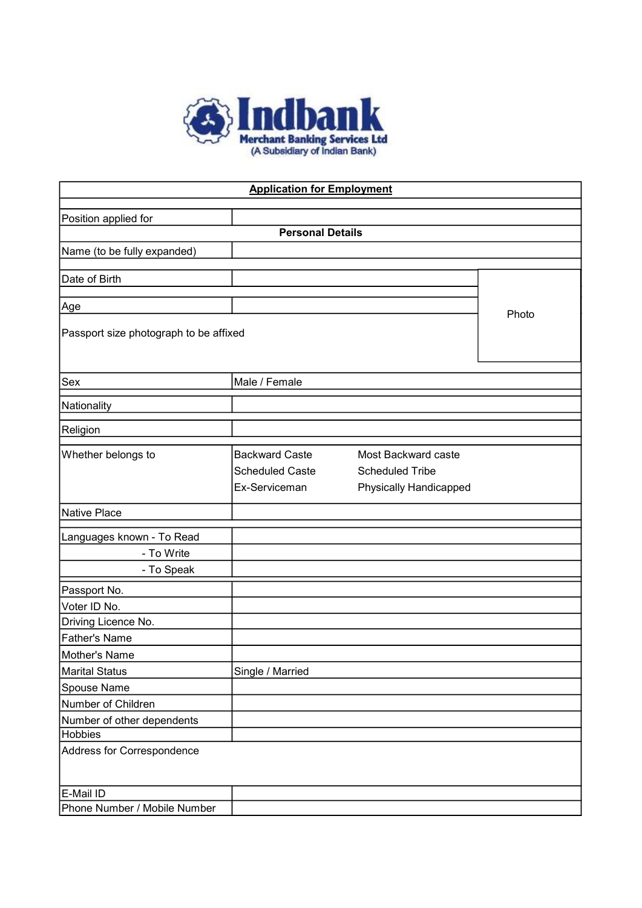**Indbank**
**Merchant Banking Services Ltd**
(A Subsidiary of Indian Bank)

## Application for Employment

| | |
|---|---|
| Position applied for | |

**Personal Details**

| | | |
|---|---|---|
| Name (to be fully expanded) | | |
| Date of Birth | | Photo |
| Age | | |
| Passport size photograph to be affixed | | |
| Sex | Male / Female | |
| Nationality | | |
| Religion | | |
| Whether belongs to | Backward Caste | Most Backward caste |
| | Scheduled Caste | Scheduled Tribe |
| | Ex-Serviceman | Physically Handicapped |
| Native Place | | |
| Languages known - To Read | | |
| - To Write | | |
| - To Speak | | |
| Passport No. | | |
| Voter ID No. | | |
| Driving Licence No. | | |
| Father's Name | | |
| Mother's Name | | |
| Marital Status | Single / Married | |
| Spouse Name | | |
| Number of Children | | |
| Number of other dependents | | |
| Hobbies | | |
| Address for Correspondence | | |
| E-Mail ID | | |
| Phone Number / Mobile Number | | |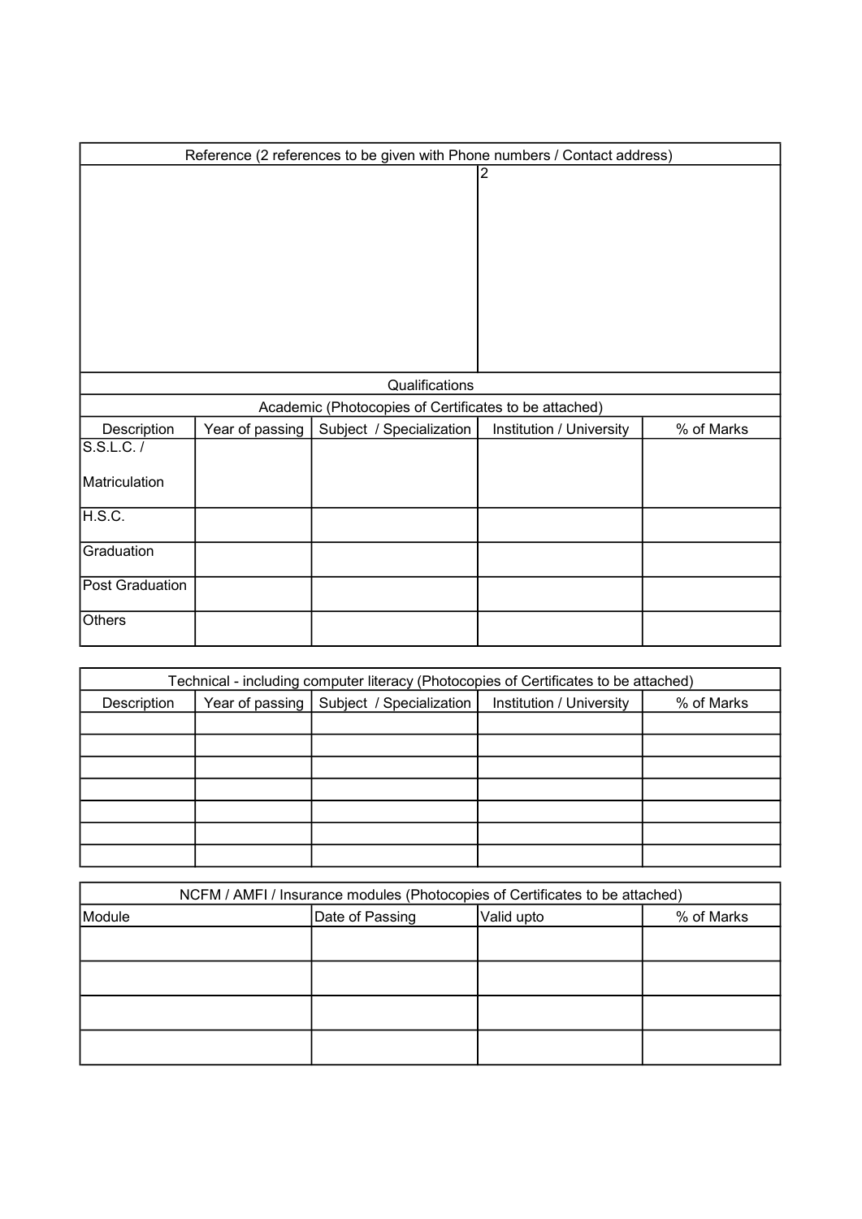| Reference (2 references to be given with Phone numbers / Contact address) | |
|---|---|
| | 2 |

| Qualifications | | | | |
|---|---|---|---|---|
| Academic (Photocopies of Certificates to be attached) | | | | |
| Description | Year of passing | Subject / Specialization | Institution / University | % of Marks |
| S.S.L.C. / Matriculation | | | | |
| H.S.C. | | | | |
| Graduation | | | | |
| Post Graduation | | | | |
| Others | | | | |

| Technical - including computer literacy (Photocopies of Certificates to be attached) | | | | |
|---|---|---|---|---|
| Description | Year of passing | Subject / Specialization | Institution / University | % of Marks |
| | | | | |
| | | | | |
| | | | | |
| | | | | |
| | | | | |
| | | | | |
| | | | | |

| NCFM / AMFI / Insurance modules (Photocopies of Certificates to be attached) | | | |
|---|---|---|---|
| Module | Date of Passing | Valid upto | % of Marks |
| | | | |
| | | | |
| | | | |
| | | | |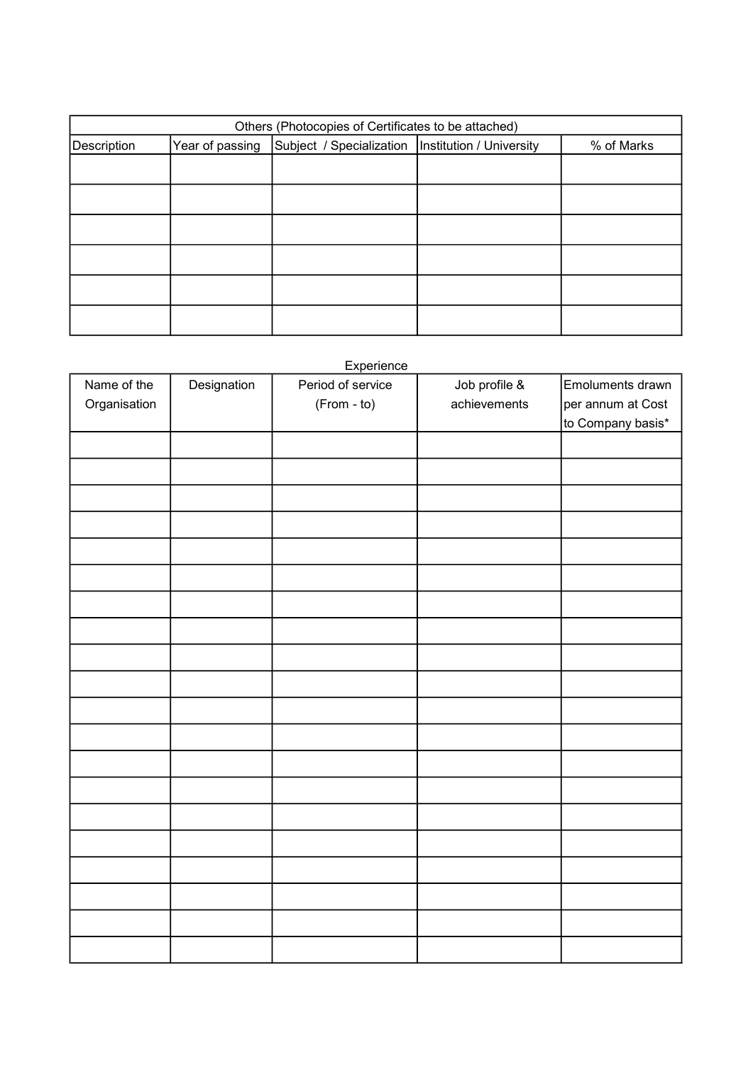| Others (Photocopies of Certificates to be attached) | | | | |
|---|---|---|---|---|
| Description | Year of passing | Subject / Specialization | Institution / University | % of Marks |
| | | | | |
| | | | | |
| | | | | |
| | | | | |
| | | | | |
| | | | | |

Experience

| Name of the Organisation | Designation | Period of service (From - to) | Job profile & achievements | Emoluments drawn per annum at Cost to Company basis* |
|---|---|---|---|---|
| | | | | |
| | | | | |
| | | | | |
| | | | | |
| | | | | |
| | | | | |
| | | | | |
| | | | | |
| | | | | |
| | | | | |
| | | | | |
| | | | | |
| | | | | |
| | | | | |
| | | | | |
| | | | | |
| | | | | |
| | | | | |
| | | | | |
| | | | | |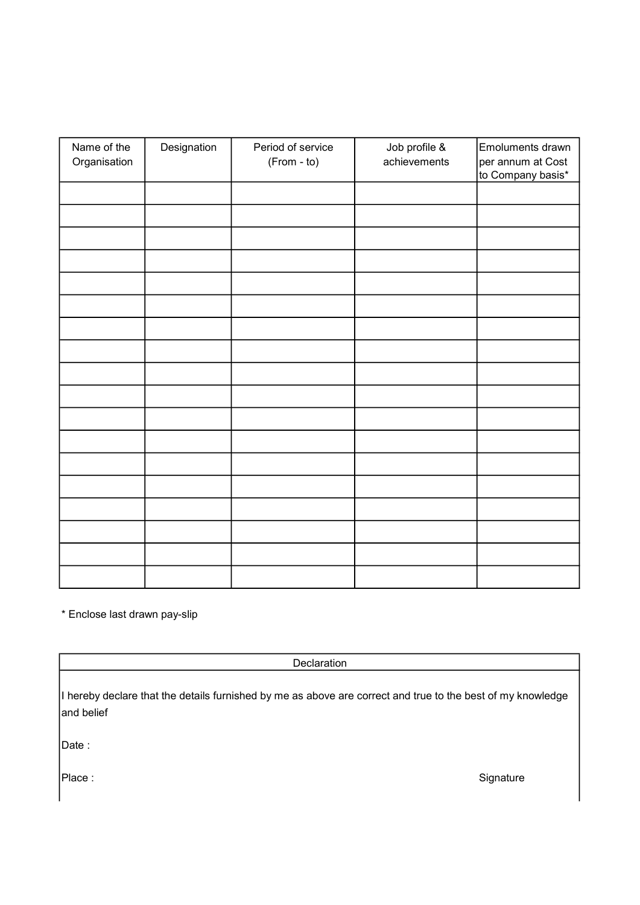| Name of the Organisation | Designation | Period of service (From - to) | Job profile & achievements | Emoluments drawn per annum at Cost to Company basis* |
| --- | --- | --- | --- | --- |
| | | | | |
| | | | | |
| | | | | |
| | | | | |
| | | | | |
| | | | | |
| | | | | |
| | | | | |
| | | | | |
| | | | | |
| | | | | |
| | | | | |
| | | | | |
| | | | | |
| | | | | |
| | | | | |
| | | | | |
| | | | | |

* Enclose last drawn pay-slip

| Declaration |
| --- |
| I hereby declare that the details furnished by me as above are correct and true to the best of my knowledge and belief |
| Date : |
| Place : Signature |